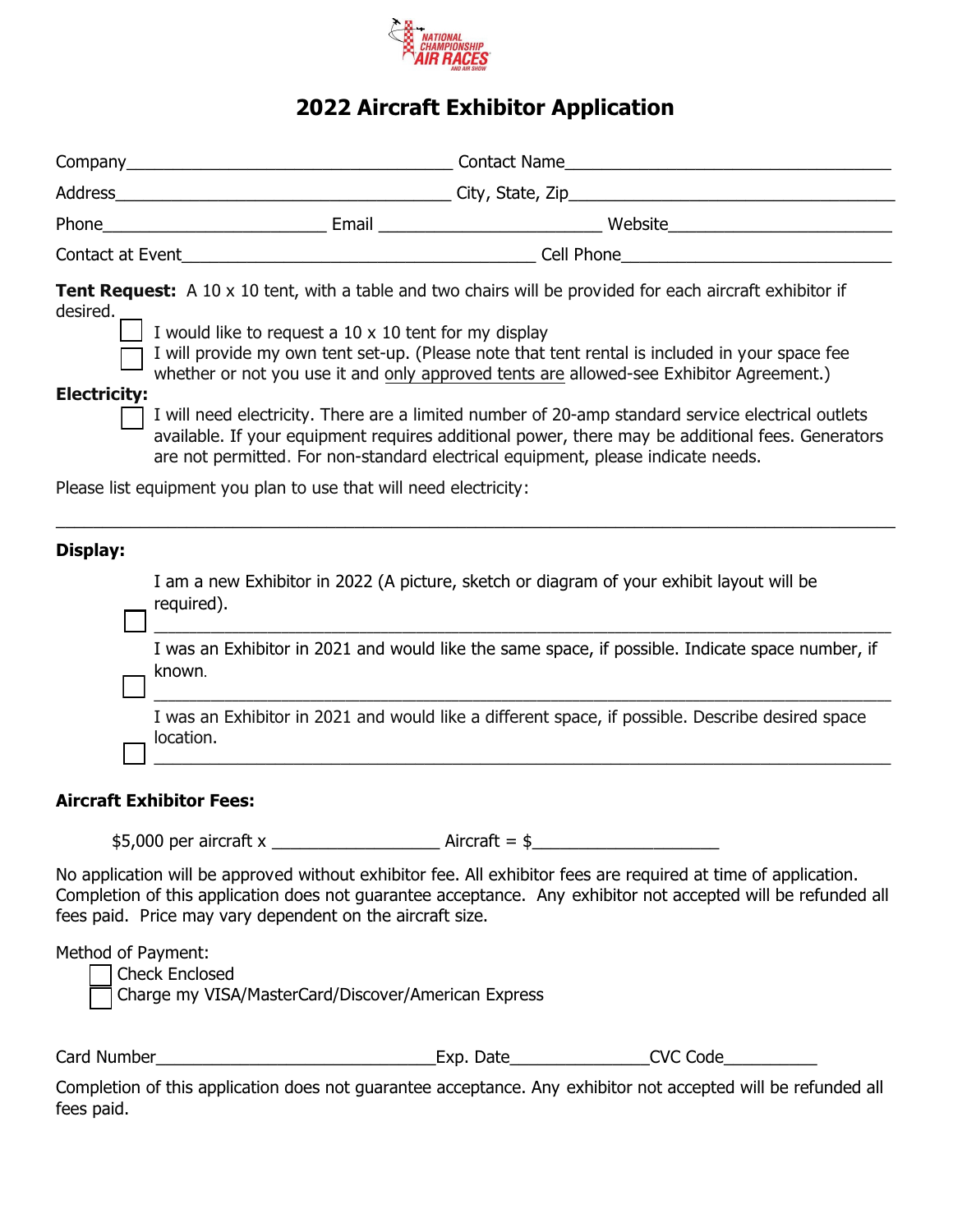NATIONAL CHAMPIONSHIP AIR RACES AND AIR SHOW

# 2022 Aircraft Exhibitor Application

Company\_\_\_\_\_\_\_\_\_\_\_\_\_\_\_\_\_\_\_\_\_\_\_\_\_\_\_\_\_\_\_\_\_\_\_\_ Contact Name\_\_\_\_\_\_\_\_\_\_\_\_\_\_\_\_\_\_\_\_\_\_\_\_\_\_\_\_\_\_\_\_\_\_\_\_

Address\_\_\_\_\_\_\_\_\_\_\_\_\_\_\_\_\_\_\_\_\_\_\_\_\_\_\_\_\_\_\_\_\_\_\_\_ City, State, Zip\_\_\_\_\_\_\_\_\_\_\_\_\_\_\_\_\_\_\_\_\_\_\_\_\_\_\_\_\_\_\_\_\_\_\_\_

Phone\_\_\_\_\_\_\_\_\_\_\_\_\_\_\_\_\_\_\_\_\_\_\_\_ Email \_\_\_\_\_\_\_\_\_\_\_\_\_\_\_\_\_\_\_\_\_\_\_\_ Website\_\_\_\_\_\_\_\_\_\_\_\_\_\_\_\_\_\_\_\_\_\_\_\_

Contact at Event\_\_\_\_\_\_\_\_\_\_\_\_\_\_\_\_\_\_\_\_\_\_\_\_\_\_\_\_\_\_\_\_\_\_\_\_\_\_ Cell Phone\_\_\_\_\_\_\_\_\_\_\_\_\_\_\_\_\_\_\_\_\_\_\_\_\_\_\_\_\_\_

**Tent Request:** A 10 x 10 tent, with a table and two chairs will be provided for each aircraft exhibitor if desired.

- ☐ I would like to request a 10 x 10 tent for my display
- ☐ I will provide my own tent set-up. (Please note that tent rental is included in your space fee whether or not you use it and only approved tents are allowed-see Exhibitor Agreement.)

**Electricity:**

- ☐ I will need electricity. There are a limited number of 20-amp standard service electrical outlets available. If your equipment requires additional power, there may be additional fees. Generators are not permitted. For non-standard electrical equipment, please indicate needs.

Please list equipment you plan to use that will need electricity:

\_\_\_\_\_\_\_\_\_\_\_\_\_\_\_\_\_\_\_\_\_\_\_\_\_\_\_\_\_\_\_\_\_\_\_\_\_\_\_\_\_\_\_\_\_\_\_\_\_\_\_\_\_\_\_\_\_\_\_\_\_\_\_\_\_\_\_\_\_\_\_\_\_\_\_\_

**Display:**

- ☐ I am a new Exhibitor in 2022 (A picture, sketch or diagram of your exhibit layout will be required).
  \_\_\_\_\_\_\_\_\_\_\_\_\_\_\_\_\_\_\_\_\_\_\_\_\_\_\_\_\_\_\_\_\_\_\_\_\_\_\_\_\_\_\_\_\_\_\_\_\_\_\_\_\_\_\_\_\_\_\_\_\_\_\_\_\_\_\_\_
- ☐ I was an Exhibitor in 2021 and would like the same space, if possible. Indicate space number, if known.
  \_\_\_\_\_\_\_\_\_\_\_\_\_\_\_\_\_\_\_\_\_\_\_\_\_\_\_\_\_\_\_\_\_\_\_\_\_\_\_\_\_\_\_\_\_\_\_\_\_\_\_\_\_\_\_\_\_\_\_\_\_\_\_\_\_\_\_\_
- ☐ I was an Exhibitor in 2021 and would like a different space, if possible. Describe desired space location.
  \_\_\_\_\_\_\_\_\_\_\_\_\_\_\_\_\_\_\_\_\_\_\_\_\_\_\_\_\_\_\_\_\_\_\_\_\_\_\_\_\_\_\_\_\_\_\_\_\_\_\_\_\_\_\_\_\_\_\_\_\_\_\_\_\_\_\_\_

**Aircraft Exhibitor Fees:**

$5,000 per aircraft x \_\_\_\_\_\_\_\_\_\_\_\_\_\_\_\_\_\_ Aircraft = $\_\_\_\_\_\_\_\_\_\_\_\_\_\_\_\_\_\_\_\_

No application will be approved without exhibitor fee. All exhibitor fees are required at time of application. Completion of this application does not guarantee acceptance. Any exhibitor not accepted will be refunded all fees paid. Price may vary dependent on the aircraft size.

Method of Payment:

- ☐ Check Enclosed
- ☐ Charge my VISA/MasterCard/Discover/American Express

Card Number\_\_\_\_\_\_\_\_\_\_\_\_\_\_\_\_\_\_\_\_\_\_\_\_\_\_\_\_\_\_Exp. Date\_\_\_\_\_\_\_\_\_\_\_\_\_\_\_CVC Code\_\_\_\_\_\_\_\_\_\_

Completion of this application does not guarantee acceptance. Any exhibitor not accepted will be refunded all fees paid.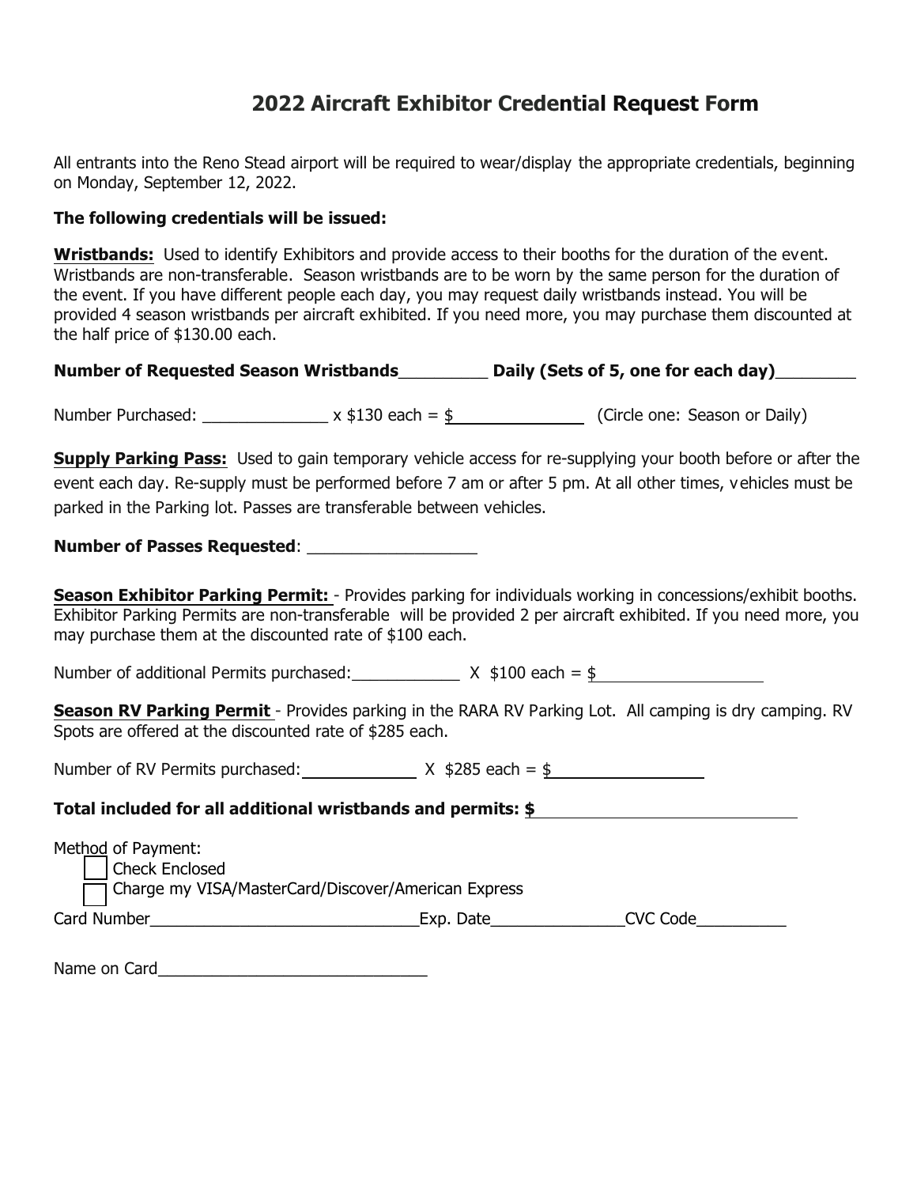# 2022 Aircraft Exhibitor Credential Request Form

All entrants into the Reno Stead airport will be required to wear/display the appropriate credentials, beginning on Monday, September 12, 2022.

**The following credentials will be issued:**

**Wristbands:** Used to identify Exhibitors and provide access to their booths for the duration of the event. Wristbands are non-transferable. Season wristbands are to be worn by the same person for the duration of the event. If you have different people each day, you may request daily wristbands instead. You will be provided 4 season wristbands per aircraft exhibited. If you need more, you may purchase them discounted at the half price of $130.00 each.

**Number of Requested Season Wristbands_________ Daily (Sets of 5, one for each day)________**

Number Purchased: ______________ x $130 each = $______________ (Circle one: Season or Daily)

**Supply Parking Pass:** Used to gain temporary vehicle access for re-supplying your booth before or after the event each day. Re-supply must be performed before 7 am or after 5 pm. At all other times, vehicles must be parked in the Parking lot. Passes are transferable between vehicles.

**Number of Passes Requested**: __________________

**Season Exhibitor Parking Permit:** - Provides parking for individuals working in concessions/exhibit booths. Exhibitor Parking Permits are non-transferable will be provided 2 per aircraft exhibited. If you need more, you may purchase them at the discounted rate of $100 each.

Number of additional Permits purchased:____________ X $100 each = $___________________

**Season RV Parking Permit** - Provides parking in the RARA RV Parking Lot. All camping is dry camping. RV Spots are offered at the discounted rate of $285 each.

Number of RV Permits purchased:____________ X $285 each = $_________________

**Total included for all additional wristbands and permits: $**____________________________

Method of Payment:

- [ ] Check Enclosed
- [ ] Charge my VISA/MasterCard/Discover/American Express

Card Number______________________________Exp. Date_______________CVC Code__________

Name on Card______________________________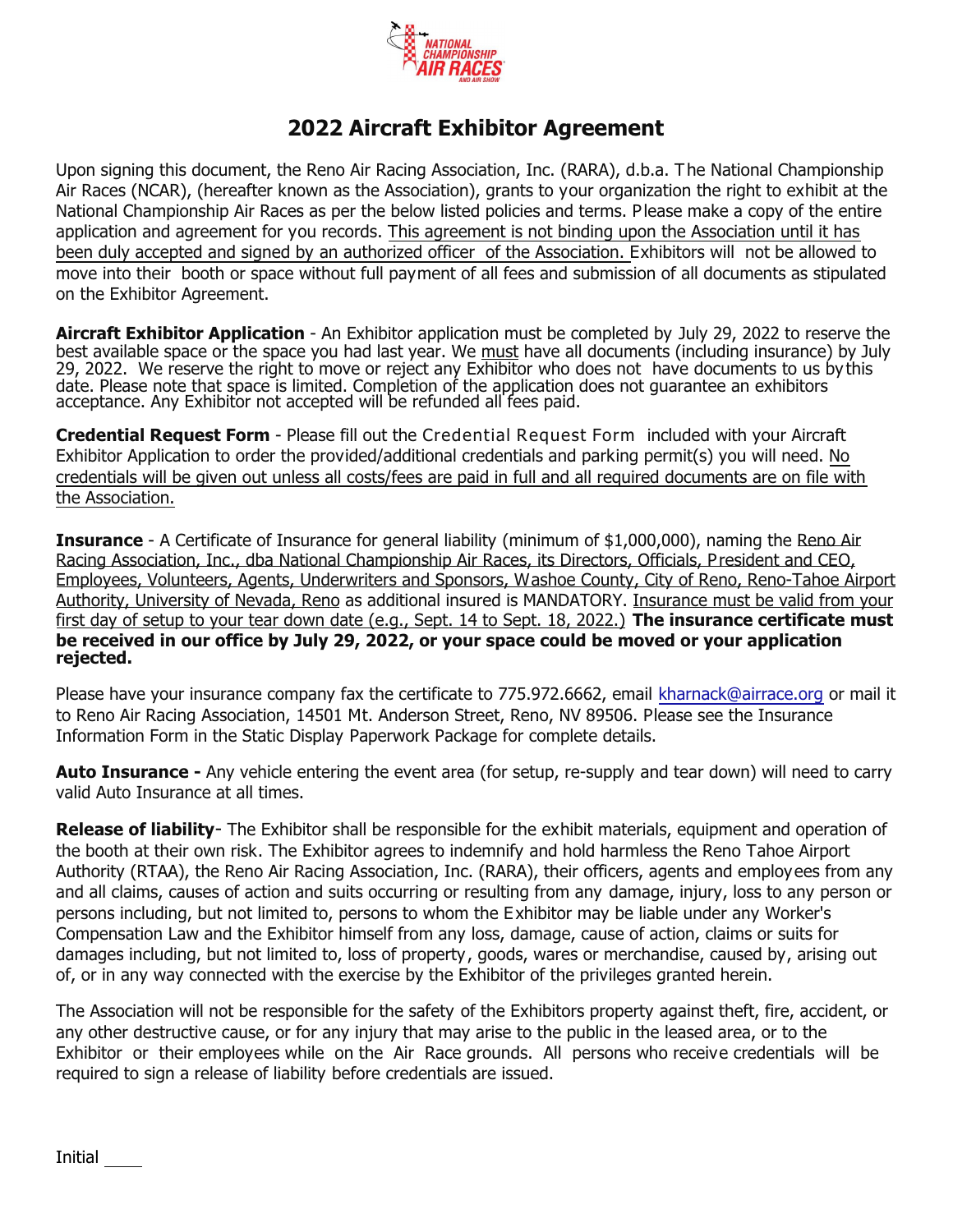# 2022 Aircraft Exhibitor Agreement

Upon signing this document, the Reno Air Racing Association, Inc. (RARA), d.b.a. The National Championship Air Races (NCAR), (hereafter known as the Association), grants to your organization the right to exhibit at the National Championship Air Races as per the below listed policies and terms. Please make a copy of the entire application and agreement for you records. This agreement is not binding upon the Association until it has been duly accepted and signed by an authorized officer of the Association. Exhibitors will not be allowed to move into their booth or space without full payment of all fees and submission of all documents as stipulated on the Exhibitor Agreement.

**Aircraft Exhibitor Application** - An Exhibitor application must be completed by July 29, 2022 to reserve the best available space or the space you had last year. We must have all documents (including insurance) by July 29, 2022. We reserve the right to move or reject any Exhibitor who does not have documents to us by this date. Please note that space is limited. Completion of the application does not guarantee an exhibitors acceptance. Any Exhibitor not accepted will be refunded all fees paid.

**Credential Request Form** - Please fill out the Credential Request Form included with your Aircraft Exhibitor Application to order the provided/additional credentials and parking permit(s) you will need. No credentials will be given out unless all costs/fees are paid in full and all required documents are on file with the Association.

**Insurance** - A Certificate of Insurance for general liability (minimum of $1,000,000), naming the Reno Air Racing Association, Inc., dba National Championship Air Races, its Directors, Officials, President and CEO, Employees, Volunteers, Agents, Underwriters and Sponsors, Washoe County, City of Reno, Reno-Tahoe Airport Authority, University of Nevada, Reno as additional insured is MANDATORY. Insurance must be valid from your first day of setup to your tear down date (e.g., Sept. 14 to Sept. 18, 2022.) **The insurance certificate must be received in our office by July 29, 2022, or your space could be moved or your application rejected.**

Please have your insurance company fax the certificate to 775.972.6662, email kharnack@airrace.org or mail it to Reno Air Racing Association, 14501 Mt. Anderson Street, Reno, NV 89506. Please see the Insurance Information Form in the Static Display Paperwork Package for complete details.

**Auto Insurance -** Any vehicle entering the event area (for setup, re-supply and tear down) will need to carry valid Auto Insurance at all times.

**Release of liability**- The Exhibitor shall be responsible for the exhibit materials, equipment and operation of the booth at their own risk. The Exhibitor agrees to indemnify and hold harmless the Reno Tahoe Airport Authority (RTAA), the Reno Air Racing Association, Inc. (RARA), their officers, agents and employees from any and all claims, causes of action and suits occurring or resulting from any damage, injury, loss to any person or persons including, but not limited to, persons to whom the Exhibitor may be liable under any Worker's Compensation Law and the Exhibitor himself from any loss, damage, cause of action, claims or suits for damages including, but not limited to, loss of property, goods, wares or merchandise, caused by, arising out of, or in any way connected with the exercise by the Exhibitor of the privileges granted herein.

The Association will not be responsible for the safety of the Exhibitors property against theft, fire, accident, or any other destructive cause, or for any injury that may arise to the public in the leased area, or to the Exhibitor or their employees while on the Air Race grounds. All persons who receive credentials will be required to sign a release of liability before credentials are issued.

Initial ____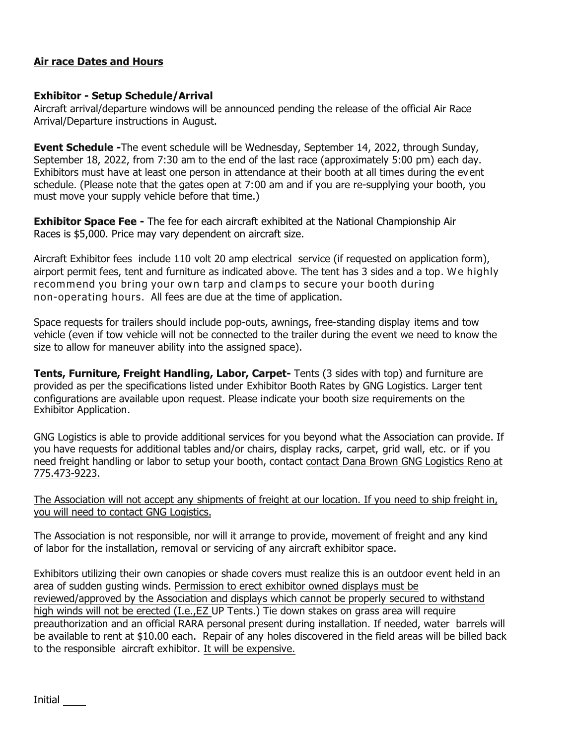**Air race Dates and Hours**

**Exhibitor - Setup Schedule/Arrival**
Aircraft arrival/departure windows will be announced pending the release of the official Air Race Arrival/Departure instructions in August.

**Event Schedule -**The event schedule will be Wednesday, September 14, 2022, through Sunday, September 18, 2022, from 7:30 am to the end of the last race (approximately 5:00 pm) each day. Exhibitors must have at least one person in attendance at their booth at all times during the event schedule. (Please note that the gates open at 7:00 am and if you are re-supplying your booth, you must move your supply vehicle before that time.)

**Exhibitor Space Fee -** The fee for each aircraft exhibited at the National Championship Air Races is $5,000. Price may vary dependent on aircraft size.

Aircraft Exhibitor fees include 110 volt 20 amp electrical service (if requested on application form), airport permit fees, tent and furniture as indicated above. The tent has 3 sides and a top. We highly recommend you bring your own tarp and clamps to secure your booth during non-operating hours. All fees are due at the time of application.

Space requests for trailers should include pop-outs, awnings, free-standing display items and tow vehicle (even if tow vehicle will not be connected to the trailer during the event we need to know the size to allow for maneuver ability into the assigned space).

**Tents, Furniture, Freight Handling, Labor, Carpet-** Tents (3 sides with top) and furniture are provided as per the specifications listed under Exhibitor Booth Rates by GNG Logistics. Larger tent configurations are available upon request. Please indicate your booth size requirements on the Exhibitor Application.

GNG Logistics is able to provide additional services for you beyond what the Association can provide. If you have requests for additional tables and/or chairs, display racks, carpet, grid wall, etc. or if you need freight handling or labor to setup your booth, contact contact Dana Brown GNG Logistics Reno at 775.473-9223.

The Association will not accept any shipments of freight at our location. If you need to ship freight in, you will need to contact GNG Logistics.

The Association is not responsible, nor will it arrange to provide, movement of freight and any kind of labor for the installation, removal or servicing of any aircraft exhibitor space.

Exhibitors utilizing their own canopies or shade covers must realize this is an outdoor event held in an area of sudden gusting winds. Permission to erect exhibitor owned displays must be reviewed/approved by the Association and displays which cannot be properly secured to withstand high winds will not be erected (I.e.,EZ UP Tents.) Tie down stakes on grass area will require preauthorization and an official RARA personal present during installation. If needed, water barrels will be available to rent at $10.00 each. Repair of any holes discovered in the field areas will be billed back to the responsible aircraft exhibitor. It will be expensive.

Initial ____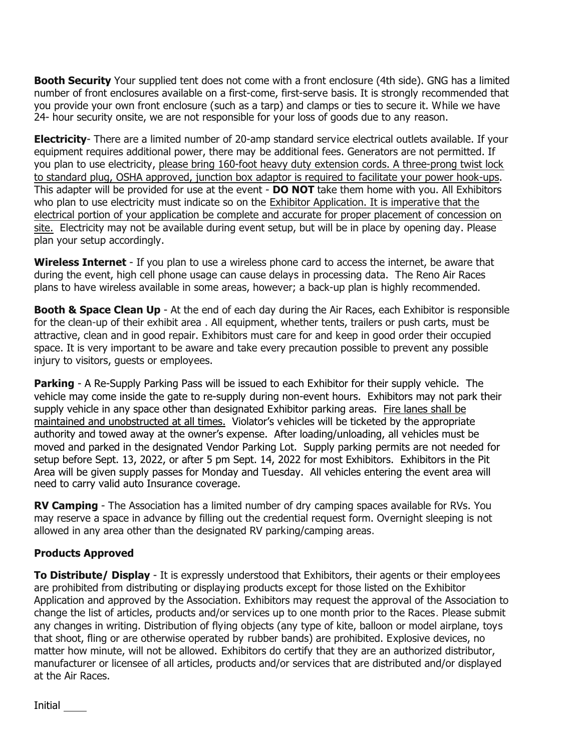**Booth Security** Your supplied tent does not come with a front enclosure (4th side). GNG has a limited number of front enclosures available on a first-come, first-serve basis. It is strongly recommended that you provide your own front enclosure (such as a tarp) and clamps or ties to secure it. While we have 24- hour security onsite, we are not responsible for your loss of goods due to any reason.

**Electricity**- There are a limited number of 20-amp standard service electrical outlets available. If your equipment requires additional power, there may be additional fees. Generators are not permitted. If you plan to use electricity, please bring 160-foot heavy duty extension cords. A three-prong twist lock to standard plug, OSHA approved, junction box adaptor is required to facilitate your power hook-ups. This adapter will be provided for use at the event - **DO NOT** take them home with you. All Exhibitors who plan to use electricity must indicate so on the Exhibitor Application. It is imperative that the electrical portion of your application be complete and accurate for proper placement of concession on site. Electricity may not be available during event setup, but will be in place by opening day. Please plan your setup accordingly.

**Wireless Internet** - If you plan to use a wireless phone card to access the internet, be aware that during the event, high cell phone usage can cause delays in processing data. The Reno Air Races plans to have wireless available in some areas, however; a back-up plan is highly recommended.

**Booth & Space Clean Up** - At the end of each day during the Air Races, each Exhibitor is responsible for the clean-up of their exhibit area . All equipment, whether tents, trailers or push carts, must be attractive, clean and in good repair. Exhibitors must care for and keep in good order their occupied space. It is very important to be aware and take every precaution possible to prevent any possible injury to visitors, guests or employees.

**Parking** - A Re-Supply Parking Pass will be issued to each Exhibitor for their supply vehicle. The vehicle may come inside the gate to re-supply during non-event hours. Exhibitors may not park their supply vehicle in any space other than designated Exhibitor parking areas. Fire lanes shall be maintained and unobstructed at all times. Violator's vehicles will be ticketed by the appropriate authority and towed away at the owner's expense. After loading/unloading, all vehicles must be moved and parked in the designated Vendor Parking Lot. Supply parking permits are not needed for setup before Sept. 13, 2022, or after 5 pm Sept. 14, 2022 for most Exhibitors. Exhibitors in the Pit Area will be given supply passes for Monday and Tuesday. All vehicles entering the event area will need to carry valid auto Insurance coverage.

**RV Camping** - The Association has a limited number of dry camping spaces available for RVs. You may reserve a space in advance by filling out the credential request form. Overnight sleeping is not allowed in any area other than the designated RV parking/camping areas.

**Products Approved**

**To Distribute/ Display** - It is expressly understood that Exhibitors, their agents or their employees are prohibited from distributing or displaying products except for those listed on the Exhibitor Application and approved by the Association. Exhibitors may request the approval of the Association to change the list of articles, products and/or services up to one month prior to the Races. Please submit any changes in writing. Distribution of flying objects (any type of kite, balloon or model airplane, toys that shoot, fling or are otherwise operated by rubber bands) are prohibited. Explosive devices, no matter how minute, will not be allowed. Exhibitors do certify that they are an authorized distributor, manufacturer or licensee of all articles, products and/or services that are distributed and/or displayed at the Air Races.

Initial ____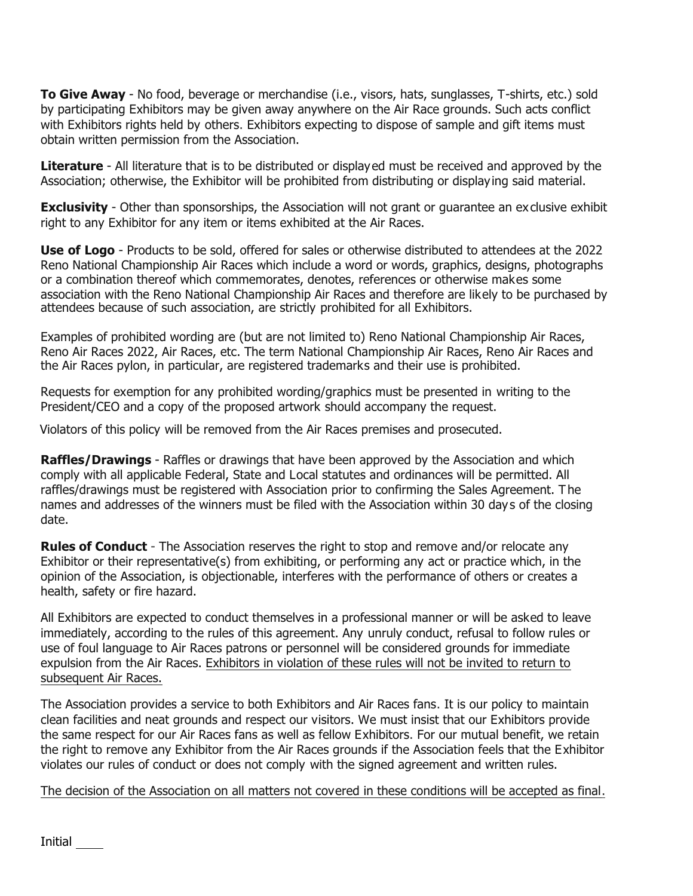**To Give Away** - No food, beverage or merchandise (i.e., visors, hats, sunglasses, T-shirts, etc.) sold by participating Exhibitors may be given away anywhere on the Air Race grounds. Such acts conflict with Exhibitors rights held by others. Exhibitors expecting to dispose of sample and gift items must obtain written permission from the Association.

**Literature** - All literature that is to be distributed or displayed must be received and approved by the Association; otherwise, the Exhibitor will be prohibited from distributing or displaying said material.

**Exclusivity** - Other than sponsorships, the Association will not grant or guarantee an exclusive exhibit right to any Exhibitor for any item or items exhibited at the Air Races.

**Use of Logo** - Products to be sold, offered for sales or otherwise distributed to attendees at the 2022 Reno National Championship Air Races which include a word or words, graphics, designs, photographs or a combination thereof which commemorates, denotes, references or otherwise makes some association with the Reno National Championship Air Races and therefore are likely to be purchased by attendees because of such association, are strictly prohibited for all Exhibitors.

Examples of prohibited wording are (but are not limited to) Reno National Championship Air Races, Reno Air Races 2022, Air Races, etc. The term National Championship Air Races, Reno Air Races and the Air Races pylon, in particular, are registered trademarks and their use is prohibited.

Requests for exemption for any prohibited wording/graphics must be presented in writing to the President/CEO and a copy of the proposed artwork should accompany the request.

Violators of this policy will be removed from the Air Races premises and prosecuted.

**Raffles/Drawings** - Raffles or drawings that have been approved by the Association and which comply with all applicable Federal, State and Local statutes and ordinances will be permitted. All raffles/drawings must be registered with Association prior to confirming the Sales Agreement. The names and addresses of the winners must be filed with the Association within 30 days of the closing date.

**Rules of Conduct** - The Association reserves the right to stop and remove and/or relocate any Exhibitor or their representative(s) from exhibiting, or performing any act or practice which, in the opinion of the Association, is objectionable, interferes with the performance of others or creates a health, safety or fire hazard.

All Exhibitors are expected to conduct themselves in a professional manner or will be asked to leave immediately, according to the rules of this agreement. Any unruly conduct, refusal to follow rules or use of foul language to Air Races patrons or personnel will be considered grounds for immediate expulsion from the Air Races. <u>Exhibitors in violation of these rules will not be invited to return to subsequent Air Races.</u>

The Association provides a service to both Exhibitors and Air Races fans. It is our policy to maintain clean facilities and neat grounds and respect our visitors. We must insist that our Exhibitors provide the same respect for our Air Races fans as well as fellow Exhibitors. For our mutual benefit, we retain the right to remove any Exhibitor from the Air Races grounds if the Association feels that the Exhibitor violates our rules of conduct or does not comply with the signed agreement and written rules.

<u>The decision of the Association on all matters not covered in these conditions will be accepted as final.</u>

Initial ____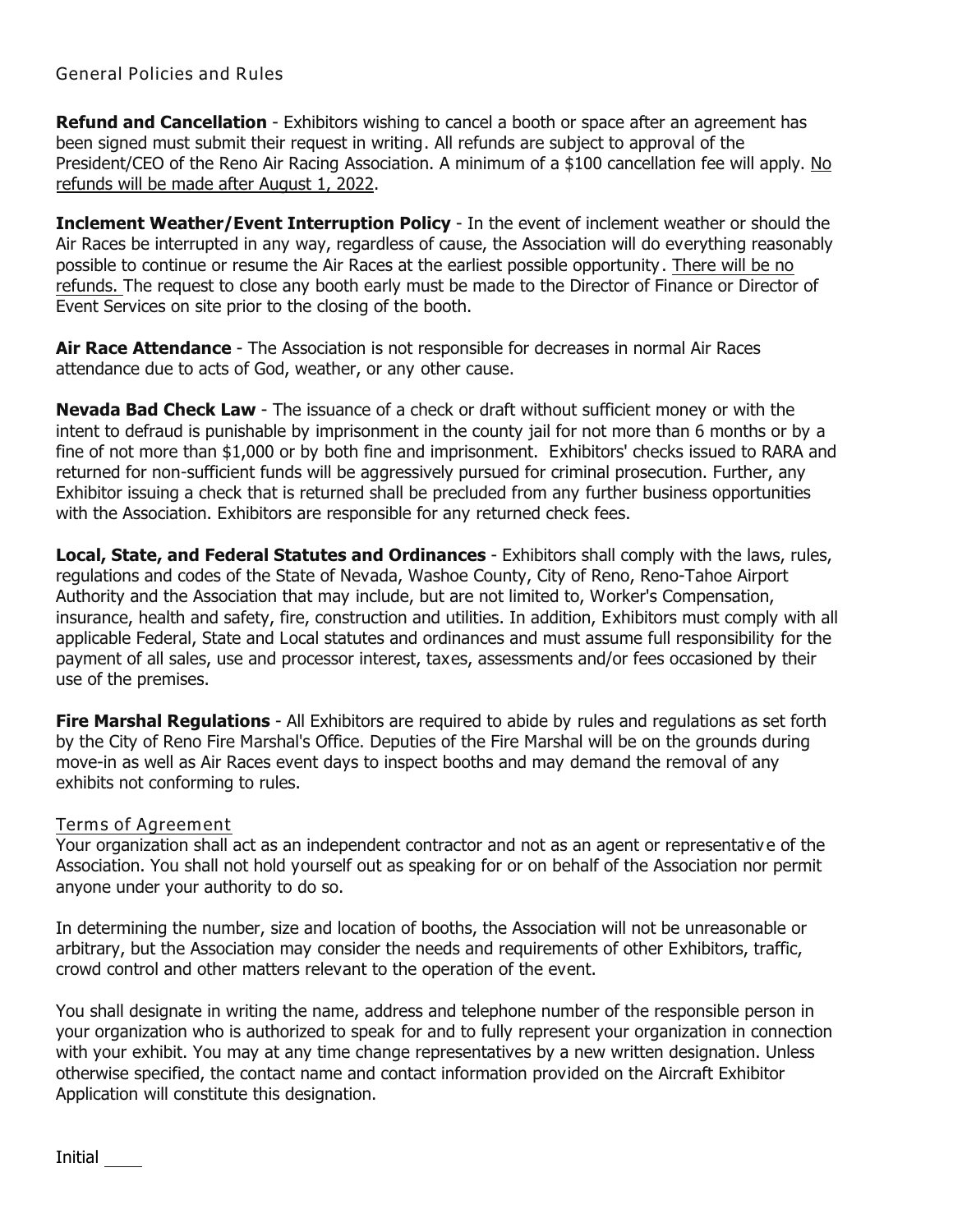## General Policies and Rules

**Refund and Cancellation** - Exhibitors wishing to cancel a booth or space after an agreement has been signed must submit their request in writing. All refunds are subject to approval of the President/CEO of the Reno Air Racing Association. A minimum of a $100 cancellation fee will apply. <u>No refunds will be made after August 1, 2022</u>.

**Inclement Weather/Event Interruption Policy** - In the event of inclement weather or should the Air Races be interrupted in any way, regardless of cause, the Association will do everything reasonably possible to continue or resume the Air Races at the earliest possible opportunity. <u>There will be no refunds.</u> The request to close any booth early must be made to the Director of Finance or Director of Event Services on site prior to the closing of the booth.

**Air Race Attendance** - The Association is not responsible for decreases in normal Air Races attendance due to acts of God, weather, or any other cause.

**Nevada Bad Check Law** - The issuance of a check or draft without sufficient money or with the intent to defraud is punishable by imprisonment in the county jail for not more than 6 months or by a fine of not more than $1,000 or by both fine and imprisonment. Exhibitors' checks issued to RARA and returned for non-sufficient funds will be aggressively pursued for criminal prosecution. Further, any Exhibitor issuing a check that is returned shall be precluded from any further business opportunities with the Association. Exhibitors are responsible for any returned check fees.

**Local, State, and Federal Statutes and Ordinances** - Exhibitors shall comply with the laws, rules, regulations and codes of the State of Nevada, Washoe County, City of Reno, Reno-Tahoe Airport Authority and the Association that may include, but are not limited to, Worker's Compensation, insurance, health and safety, fire, construction and utilities. In addition, Exhibitors must comply with all applicable Federal, State and Local statutes and ordinances and must assume full responsibility for the payment of all sales, use and processor interest, taxes, assessments and/or fees occasioned by their use of the premises.

**Fire Marshal Regulations** - All Exhibitors are required to abide by rules and regulations as set forth by the City of Reno Fire Marshal's Office. Deputies of the Fire Marshal will be on the grounds during move-in as well as Air Races event days to inspect booths and may demand the removal of any exhibits not conforming to rules.

## Terms of Agreement

Your organization shall act as an independent contractor and not as an agent or representative of the Association. You shall not hold yourself out as speaking for or on behalf of the Association nor permit anyone under your authority to do so.

In determining the number, size and location of booths, the Association will not be unreasonable or arbitrary, but the Association may consider the needs and requirements of other Exhibitors, traffic, crowd control and other matters relevant to the operation of the event.

You shall designate in writing the name, address and telephone number of the responsible person in your organization who is authorized to speak for and to fully represent your organization in connection with your exhibit. You may at any time change representatives by a new written designation. Unless otherwise specified, the contact name and contact information provided on the Aircraft Exhibitor Application will constitute this designation.

Initial ____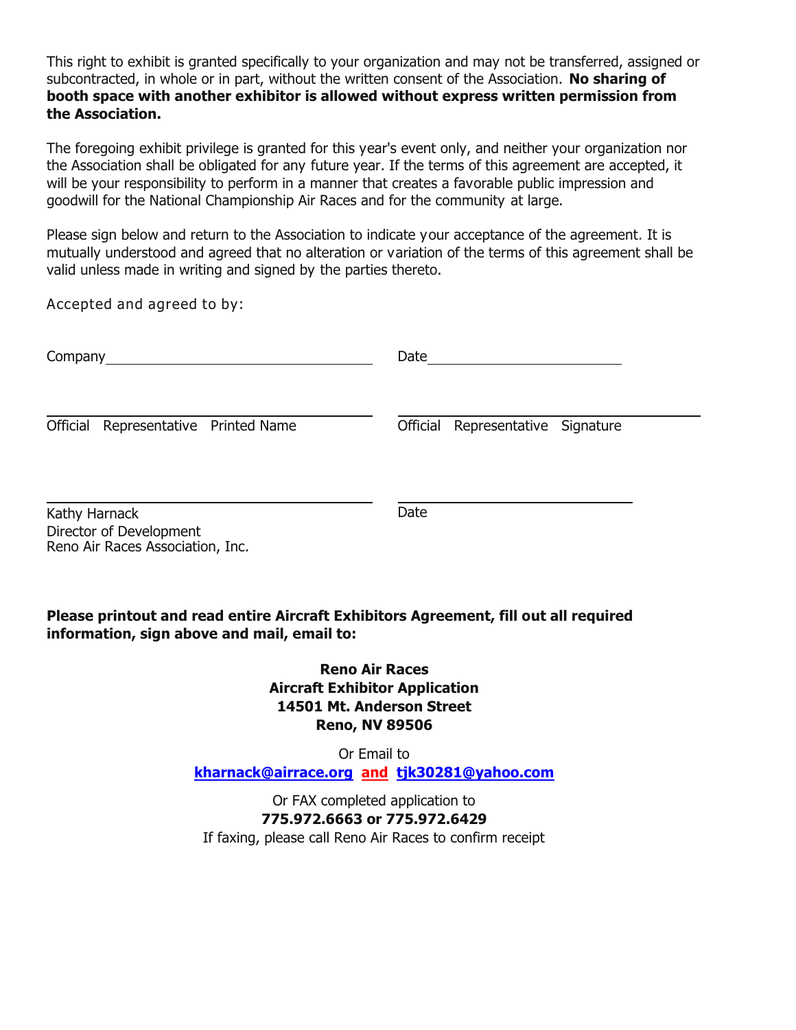This right to exhibit is granted specifically to your organization and may not be transferred, assigned or subcontracted, in whole or in part, without the written consent of the Association. **No sharing of booth space with another exhibitor is allowed without express written permission from the Association.**

The foregoing exhibit privilege is granted for this year's event only, and neither your organization nor the Association shall be obligated for any future year. If the terms of this agreement are accepted, it will be your responsibility to perform in a manner that creates a favorable public impression and goodwill for the National Championship Air Races and for the community at large.

Please sign below and return to the Association to indicate your acceptance of the agreement. It is mutually understood and agreed that no alteration or variation of the terms of this agreement shall be valid unless made in writing and signed by the parties thereto.

Accepted and agreed to by:

Company________________________________ Date______________________

________________________________ ________________________________

Official Representative Printed Name Official Representative Signature

________________________________ ______________________

Kathy Harnack
Director of Development
Reno Air Races Association, Inc.

Date

**Please printout and read entire Aircraft Exhibitors Agreement, fill out all required information, sign above and mail, email to:**

**Reno Air Races**
**Aircraft Exhibitor Application**
**14501 Mt. Anderson Street**
**Reno, NV 89506**

Or Email to
**kharnack@airrace.org and tjk30281@yahoo.com**

Or FAX completed application to
**775.972.6663 or 775.972.6429**
If faxing, please call Reno Air Races to confirm receipt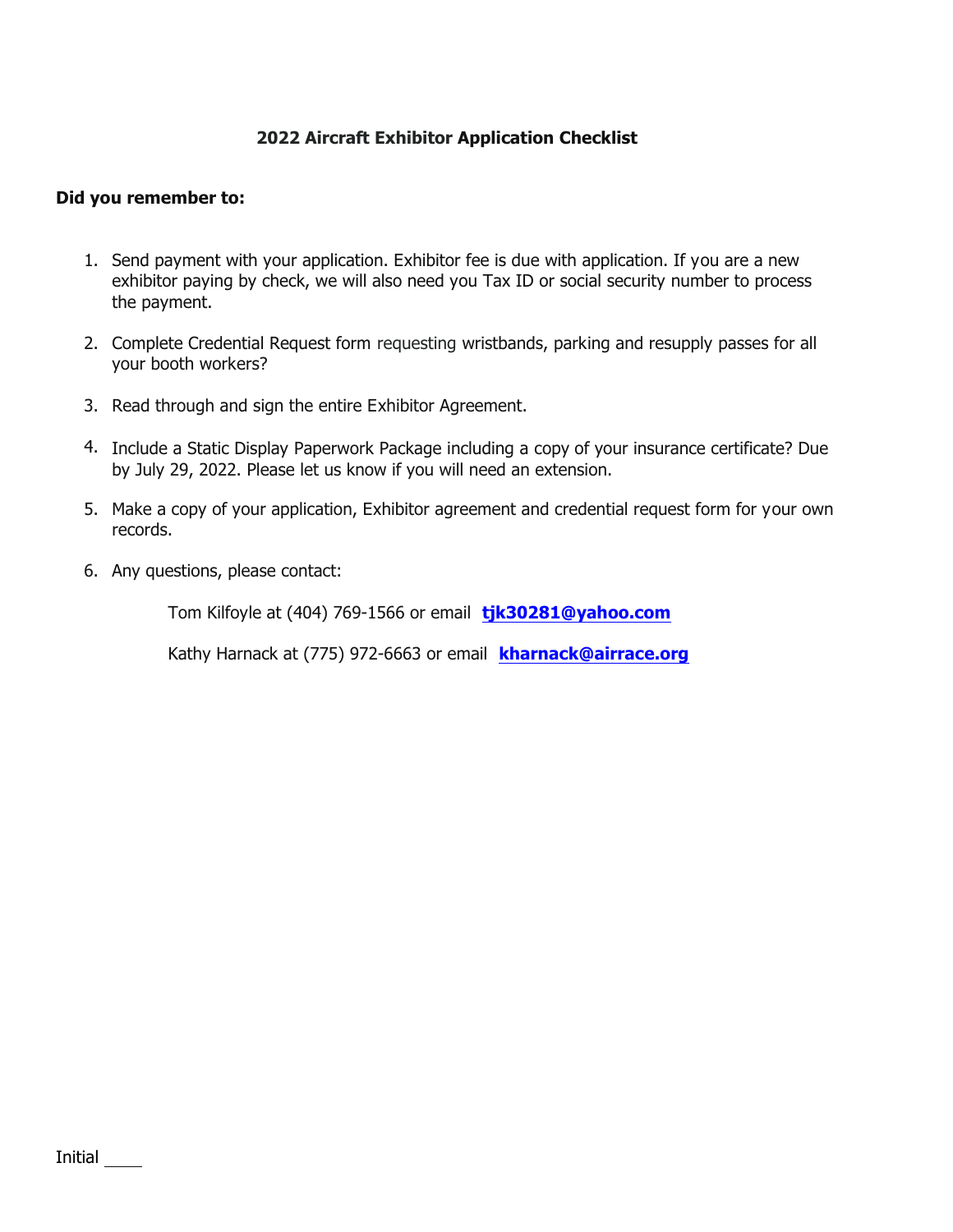**2022 Aircraft Exhibitor Application Checklist**

**Did you remember to:**

1. Send payment with your application. Exhibitor fee is due with application. If you are a new exhibitor paying by check, we will also need you Tax ID or social security number to process the payment.

2. Complete Credential Request form requesting wristbands, parking and resupply passes for all your booth workers?

3. Read through and sign the entire Exhibitor Agreement.

4. Include a Static Display Paperwork Package including a copy of your insurance certificate? Due by July 29, 2022. Please let us know if you will need an extension.

5. Make a copy of your application, Exhibitor agreement and credential request form for your own records.

6. Any questions, please contact:

   Tom Kilfoyle at (404) 769-1566 or email **tjk30281@yahoo.com**

   Kathy Harnack at (775) 972-6663 or email **kharnack@airrace.org**

Initial ____